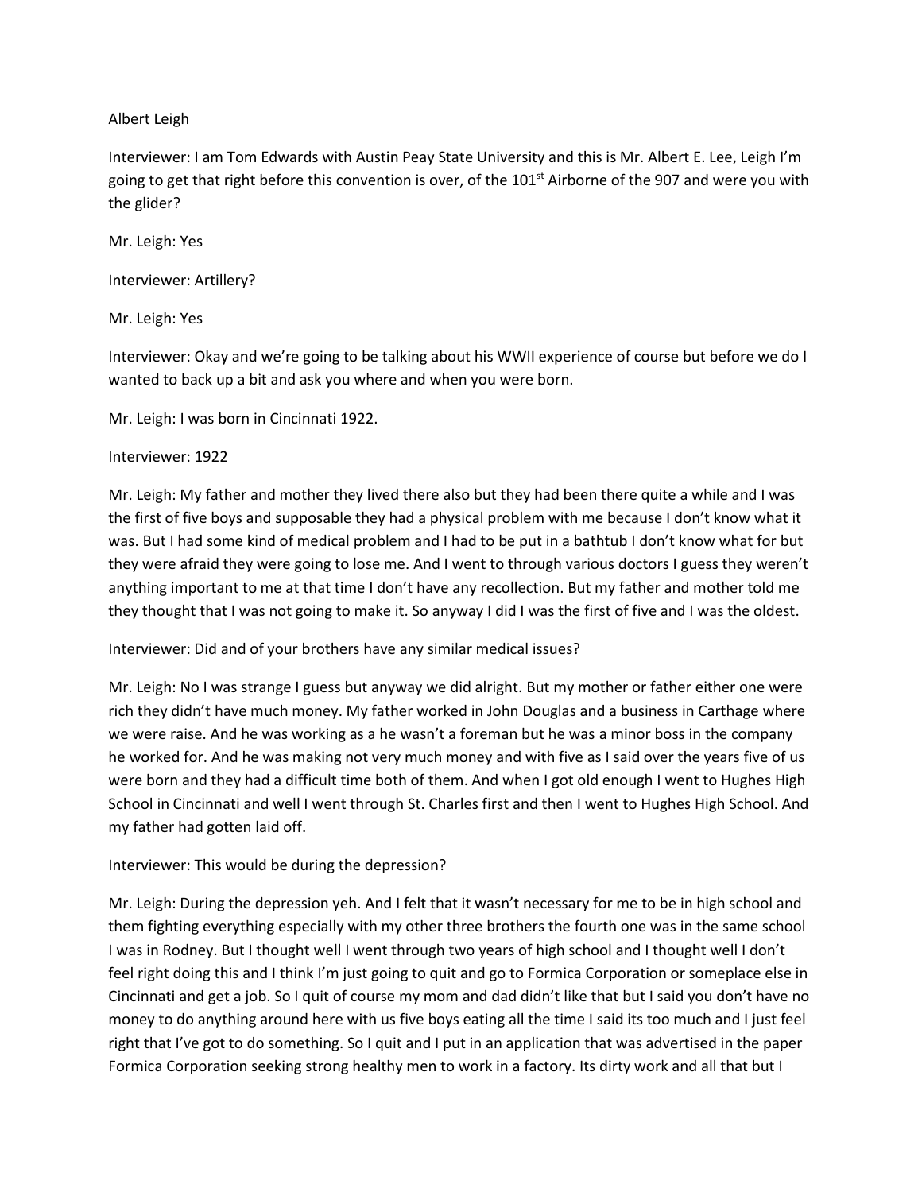Albert Leigh

Interviewer: I am Tom Edwards with Austin Peay State University and this is Mr. Albert E. Lee, Leigh I'm going to get that right before this convention is over, of the 101st Airborne of the 907 and were you with the glider?

Mr. Leigh: Yes

Interviewer: Artillery?

Mr. Leigh: Yes

Interviewer: Okay and we're going to be talking about his WWII experience of course but before we do I wanted to back up a bit and ask you where and when you were born.

Mr. Leigh: I was born in Cincinnati 1922.

Interviewer: 1922

Mr. Leigh: My father and mother they lived there also but they had been there quite a while and I was the first of five boys and supposable they had a physical problem with me because I don't know what it was. But I had some kind of medical problem and I had to be put in a bathtub I don't know what for but they were afraid they were going to lose me. And I went to through various doctors I guess they weren't anything important to me at that time I don't have any recollection. But my father and mother told me they thought that I was not going to make it. So anyway I did I was the first of five and I was the oldest.

Interviewer: Did and of your brothers have any similar medical issues?

Mr. Leigh: No I was strange I guess but anyway we did alright. But my mother or father either one were rich they didn't have much money. My father worked in John Douglas and a business in Carthage where we were raise. And he was working as a he wasn't a foreman but he was a minor boss in the company he worked for. And he was making not very much money and with five as I said over the years five of us were born and they had a difficult time both of them. And when I got old enough I went to Hughes High School in Cincinnati and well I went through St. Charles first and then I went to Hughes High School. And my father had gotten laid off.

Interviewer: This would be during the depression?

Mr. Leigh: During the depression yeh. And I felt that it wasn't necessary for me to be in high school and them fighting everything especially with my other three brothers the fourth one was in the same school I was in Rodney. But I thought well I went through two years of high school and I thought well I don't feel right doing this and I think I'm just going to quit and go to Formica Corporation or someplace else in Cincinnati and get a job. So I quit of course my mom and dad didn't like that but I said you don't have no money to do anything around here with us five boys eating all the time I said its too much and I just feel right that I've got to do something. So I quit and I put in an application that was advertised in the paper Formica Corporation seeking strong healthy men to work in a factory. Its dirty work and all that but I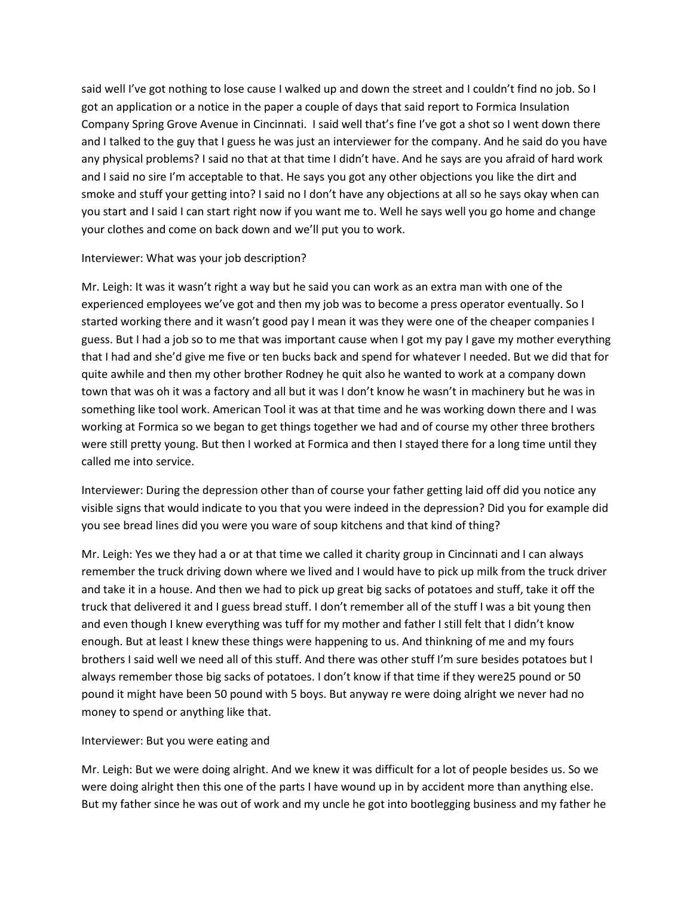said well I've got nothing to lose cause I walked up and down the street and I couldn't find no job. So I got an application or a notice in the paper a couple of days that said report to Formica Insulation Company Spring Grove Avenue in Cincinnati. I said well that's fine I've got a shot so I went down there and I talked to the guy that I guess he was just an interviewer for the company. And he said do you have any physical problems? I said no that at that time I didn't have. And he says are you afraid of hard work and I said no sire I'm acceptable to that. He says you got any other objections you like the dirt and smoke and stuff your getting into? I said no I don't have any objections at all so he says okay when can you start and I said I can start right now if you want me to. Well he says well you go home and change your clothes and come on back down and we'll put you to work.

Interviewer: What was your job description?

Mr. Leigh: It was it wasn't right a way but he said you can work as an extra man with one of the experienced employees we've got and then my job was to become a press operator eventually. So I started working there and it wasn't good pay I mean it was they were one of the cheaper companies I guess. But I had a job so to me that was important cause when I got my pay I gave my mother everything that I had and she'd give me five or ten bucks back and spend for whatever I needed. But we did that for quite awhile and then my other brother Rodney he quit also he wanted to work at a company down town that was oh it was a factory and all but it was I don't know he wasn't in machinery but he was in something like tool work. American Tool it was at that time and he was working down there and I was working at Formica so we began to get things together we had and of course my other three brothers were still pretty young. But then I worked at Formica and then I stayed there for a long time until they called me into service.

Interviewer: During the depression other than of course your father getting laid off did you notice any visible signs that would indicate to you that you were indeed in the depression? Did you for example did you see bread lines did you were you ware of soup kitchens and that kind of thing?

Mr. Leigh: Yes we they had a or at that time we called it charity group in Cincinnati and I can always remember the truck driving down where we lived and I would have to pick up milk from the truck driver and take it in a house. And then we had to pick up great big sacks of potatoes and stuff, take it off the truck that delivered it and I guess bread stuff. I don't remember all of the stuff I was a bit young then and even though I knew everything was tuff for my mother and father I still felt that I didn't know enough. But at least I knew these things were happening to us. And thinkning of me and my fours brothers I said well we need all of this stuff. And there was other stuff I'm sure besides potatoes but I always remember those big sacks of potatoes. I don't know if that time if they were25 pound or 50 pound it might have been 50 pound with 5 boys. But anyway re were doing alright we never had no money to spend or anything like that.

Interviewer: But you were eating and

Mr. Leigh: But we were doing alright. And we knew it was difficult for a lot of people besides us. So we were doing alright then this one of the parts I have wound up in by accident more than anything else. But my father since he was out of work and my uncle he got into bootlegging business and my father he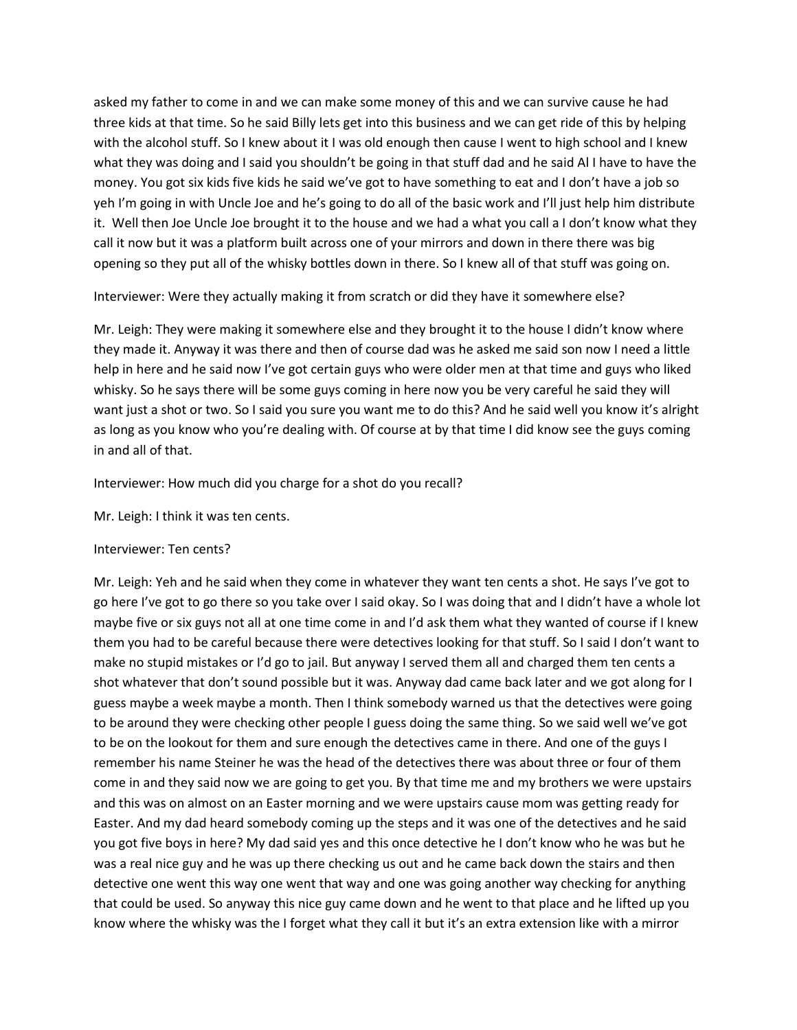asked my father to come in and we can make some money of this and we can survive cause he had three kids at that time. So he said Billy lets get into this business and we can get ride of this by helping with the alcohol stuff. So I knew about it I was old enough then cause I went to high school and I knew what they was doing and I said you shouldn't be going in that stuff dad and he said Al I have to have the money. You got six kids five kids he said we've got to have something to eat and I don't have a job so yeh I'm going in with Uncle Joe and he's going to do all of the basic work and I'll just help him distribute it. Well then Joe Uncle Joe brought it to the house and we had a what you call a I don't know what they call it now but it was a platform built across one of your mirrors and down in there there was big opening so they put all of the whisky bottles down in there. So I knew all of that stuff was going on.

Interviewer: Were they actually making it from scratch or did they have it somewhere else?

Mr. Leigh: They were making it somewhere else and they brought it to the house I didn't know where they made it. Anyway it was there and then of course dad was he asked me said son now I need a little help in here and he said now I've got certain guys who were older men at that time and guys who liked whisky. So he says there will be some guys coming in here now you be very careful he said they will want just a shot or two. So I said you sure you want me to do this? And he said well you know it's alright as long as you know who you're dealing with. Of course at by that time I did know see the guys coming in and all of that.

Interviewer: How much did you charge for a shot do you recall?

Mr. Leigh: I think it was ten cents.

Interviewer: Ten cents?

Mr. Leigh: Yeh and he said when they come in whatever they want ten cents a shot. He says I've got to go here I've got to go there so you take over I said okay. So I was doing that and I didn't have a whole lot maybe five or six guys not all at one time come in and I'd ask them what they wanted of course if I knew them you had to be careful because there were detectives looking for that stuff. So I said I don't want to make no stupid mistakes or I'd go to jail. But anyway I served them all and charged them ten cents a shot whatever that don't sound possible but it was. Anyway dad came back later and we got along for I guess maybe a week maybe a month. Then I think somebody warned us that the detectives were going to be around they were checking other people I guess doing the same thing. So we said well we've got to be on the lookout for them and sure enough the detectives came in there. And one of the guys I remember his name Steiner he was the head of the detectives there was about three or four of them come in and they said now we are going to get you. By that time me and my brothers we were upstairs and this was on almost on an Easter morning and we were upstairs cause mom was getting ready for Easter. And my dad heard somebody coming up the steps and it was one of the detectives and he said you got five boys in here? My dad said yes and this once detective he I don't know who he was but he was a real nice guy and he was up there checking us out and he came back down the stairs and then detective one went this way one went that way and one was going another way checking for anything that could be used. So anyway this nice guy came down and he went to that place and he lifted up you know where the whisky was the I forget what they call it but it's an extra extension like with a mirror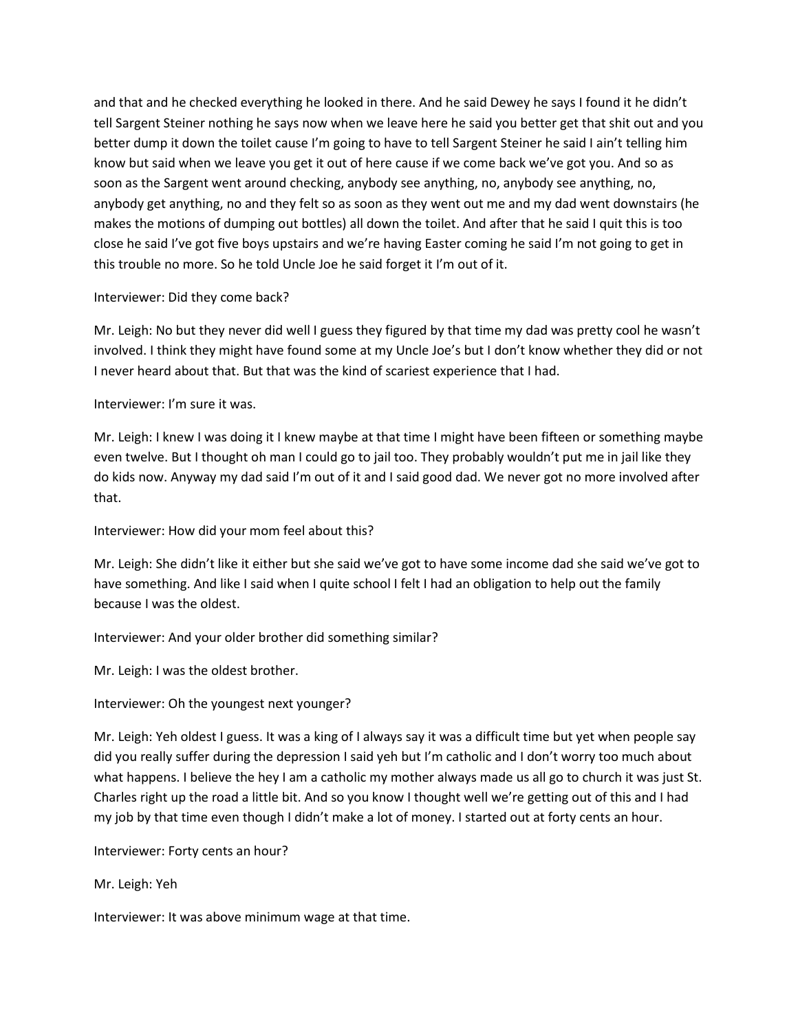and that and he checked everything he looked in there. And he said Dewey he says I found it he didn't tell Sargent Steiner nothing he says now when we leave here he said you better get that shit out and you better dump it down the toilet cause I'm going to have to tell Sargent Steiner he said I ain't telling him know but said when we leave you get it out of here cause if we come back we've got you. And so as soon as the Sargent went around checking, anybody see anything, no, anybody see anything, no, anybody get anything, no and they felt so as soon as they went out me and my dad went downstairs (he makes the motions of dumping out bottles) all down the toilet. And after that he said I quit this is too close he said I've got five boys upstairs and we're having Easter coming he said I'm not going to get in this trouble no more. So he told Uncle Joe he said forget it I'm out of it.

Interviewer: Did they come back?

Mr. Leigh: No but they never did well I guess they figured by that time my dad was pretty cool he wasn't involved. I think they might have found some at my Uncle Joe's but I don't know whether they did or not I never heard about that. But that was the kind of scariest experience that I had.

Interviewer: I'm sure it was.

Mr. Leigh: I knew I was doing it I knew maybe at that time I might have been fifteen or something maybe even twelve. But I thought oh man I could go to jail too. They probably wouldn't put me in jail like they do kids now. Anyway my dad said I'm out of it and I said good dad. We never got no more involved after that.

Interviewer: How did your mom feel about this?

Mr. Leigh: She didn't like it either but she said we've got to have some income dad she said we've got to have something. And like I said when I quite school I felt I had an obligation to help out the family because I was the oldest.

Interviewer: And your older brother did something similar?

Mr. Leigh: I was the oldest brother.

Interviewer: Oh the youngest next younger?

Mr. Leigh: Yeh oldest I guess. It was a king of I always say it was a difficult time but yet when people say did you really suffer during the depression I said yeh but I'm catholic and I don't worry too much about what happens. I believe the hey I am a catholic my mother always made us all go to church it was just St. Charles right up the road a little bit. And so you know I thought well we're getting out of this and I had my job by that time even though I didn't make a lot of money. I started out at forty cents an hour.

Interviewer: Forty cents an hour?

Mr. Leigh: Yeh

Interviewer: It was above minimum wage at that time.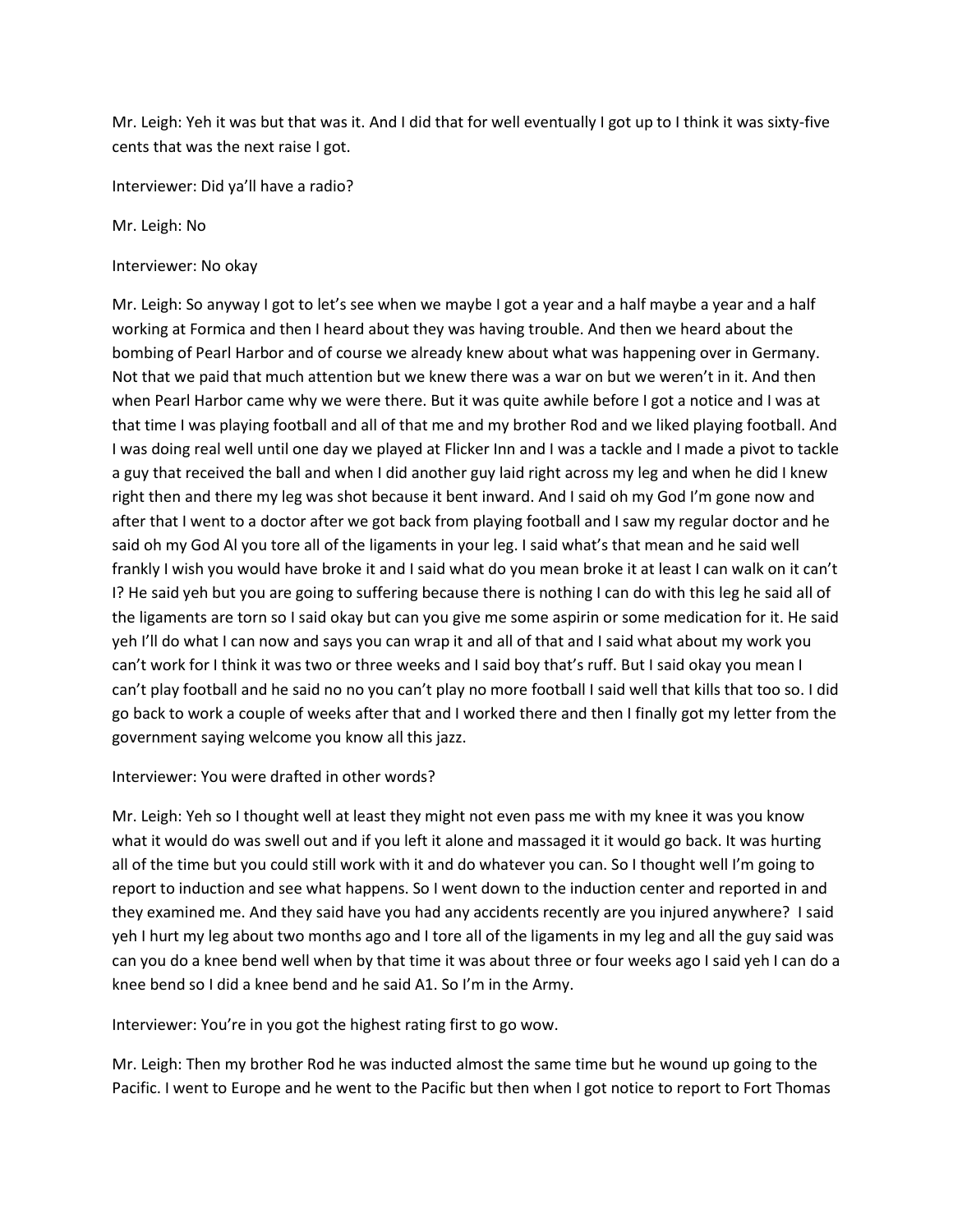Mr. Leigh: Yeh it was but that was it. And I did that for well eventually I got up to I think it was sixty-five cents that was the next raise I got.

Interviewer: Did ya'll have a radio?

Mr. Leigh: No

Interviewer: No okay

Mr. Leigh: So anyway I got to let's see when we maybe I got a year and a half maybe a year and a half working at Formica and then I heard about they was having trouble. And then we heard about the bombing of Pearl Harbor and of course we already knew about what was happening over in Germany. Not that we paid that much attention but we knew there was a war on but we weren't in it. And then when Pearl Harbor came why we were there. But it was quite awhile before I got a notice and I was at that time I was playing football and all of that me and my brother Rod and we liked playing football. And I was doing real well until one day we played at Flicker Inn and I was a tackle and I made a pivot to tackle a guy that received the ball and when I did another guy laid right across my leg and when he did I knew right then and there my leg was shot because it bent inward. And I said oh my God I'm gone now and after that I went to a doctor after we got back from playing football and I saw my regular doctor and he said oh my God Al you tore all of the ligaments in your leg. I said what's that mean and he said well frankly I wish you would have broke it and I said what do you mean broke it at least I can walk on it can't I? He said yeh but you are going to suffering because there is nothing I can do with this leg he said all of the ligaments are torn so I said okay but can you give me some aspirin or some medication for it. He said yeh I'll do what I can now and says you can wrap it and all of that and I said what about my work you can't work for I think it was two or three weeks and I said boy that's ruff. But I said okay you mean I can't play football and he said no no you can't play no more football I said well that kills that too so. I did go back to work a couple of weeks after that and I worked there and then I finally got my letter from the government saying welcome you know all this jazz.

Interviewer: You were drafted in other words?

Mr. Leigh: Yeh so I thought well at least they might not even pass me with my knee it was you know what it would do was swell out and if you left it alone and massaged it it would go back. It was hurting all of the time but you could still work with it and do whatever you can. So I thought well I'm going to report to induction and see what happens. So I went down to the induction center and reported in and they examined me. And they said have you had any accidents recently are you injured anywhere? I said yeh I hurt my leg about two months ago and I tore all of the ligaments in my leg and all the guy said was can you do a knee bend well when by that time it was about three or four weeks ago I said yeh I can do a knee bend so I did a knee bend and he said A1. So I'm in the Army.

Interviewer: You're in you got the highest rating first to go wow.

Mr. Leigh: Then my brother Rod he was inducted almost the same time but he wound up going to the Pacific. I went to Europe and he went to the Pacific but then when I got notice to report to Fort Thomas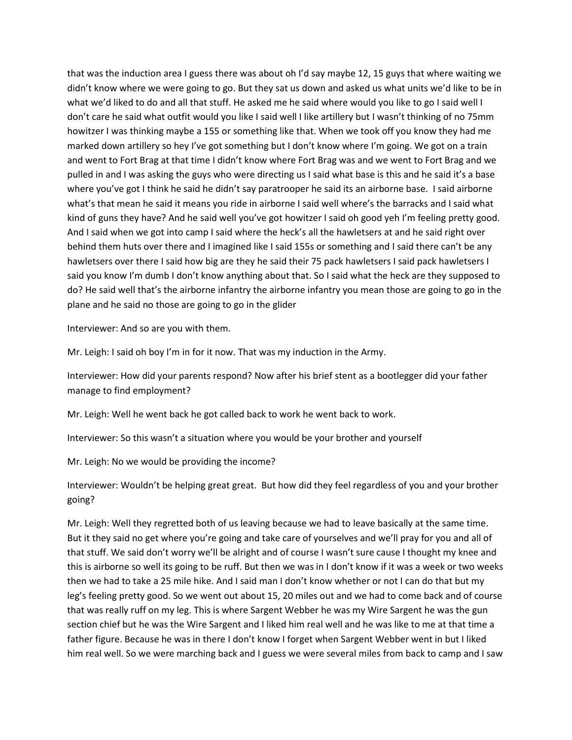that was the induction area I guess there was about oh I'd say maybe 12, 15 guys that where waiting we didn't know where we were going to go. But they sat us down and asked us what units we'd like to be in what we'd liked to do and all that stuff. He asked me he said where would you like to go I said well I don't care he said what outfit would you like I said well I like artillery but I wasn't thinking of no 75mm howitzer I was thinking maybe a 155 or something like that. When we took off you know they had me marked down artillery so hey I've got something but I don't know where I'm going. We got on a train and went to Fort Brag at that time I didn't know where Fort Brag was and we went to Fort Brag and we pulled in and I was asking the guys who were directing us I said what base is this and he said it's a base where you've got I think he said he didn't say paratrooper he said its an airborne base. I said airborne what's that mean he said it means you ride in airborne I said well where's the barracks and I said what kind of guns they have? And he said well you've got howitzer I said oh good yeh I'm feeling pretty good. And I said when we got into camp I said where the heck's all the hawletsers at and he said right over behind them huts over there and I imagined like I said 155s or something and I said there can't be any hawletsers over there I said how big are they he said their 75 pack hawletsers I said pack hawletsers I said you know I'm dumb I don't know anything about that. So I said what the heck are they supposed to do? He said well that's the airborne infantry the airborne infantry you mean those are going to go in the plane and he said no those are going to go in the glider

Interviewer: And so are you with them.

Mr. Leigh: I said oh boy I'm in for it now. That was my induction in the Army.

Interviewer: How did your parents respond? Now after his brief stent as a bootlegger did your father manage to find employment?

Mr. Leigh: Well he went back he got called back to work he went back to work.

Interviewer: So this wasn't a situation where you would be your brother and yourself

Mr. Leigh: No we would be providing the income?

Interviewer: Wouldn't be helping great great. But how did they feel regardless of you and your brother going?

Mr. Leigh: Well they regretted both of us leaving because we had to leave basically at the same time. But it they said no get where you're going and take care of yourselves and we'll pray for you and all of that stuff. We said don't worry we'll be alright and of course I wasn't sure cause I thought my knee and this is airborne so well its going to be ruff. But then we was in I don't know if it was a week or two weeks then we had to take a 25 mile hike. And I said man I don't know whether or not I can do that but my leg's feeling pretty good. So we went out about 15, 20 miles out and we had to come back and of course that was really ruff on my leg. This is where Sargent Webber he was my Wire Sargent he was the gun section chief but he was the Wire Sargent and I liked him real well and he was like to me at that time a father figure. Because he was in there I don't know I forget when Sargent Webber went in but I liked him real well. So we were marching back and I guess we were several miles from back to camp and I saw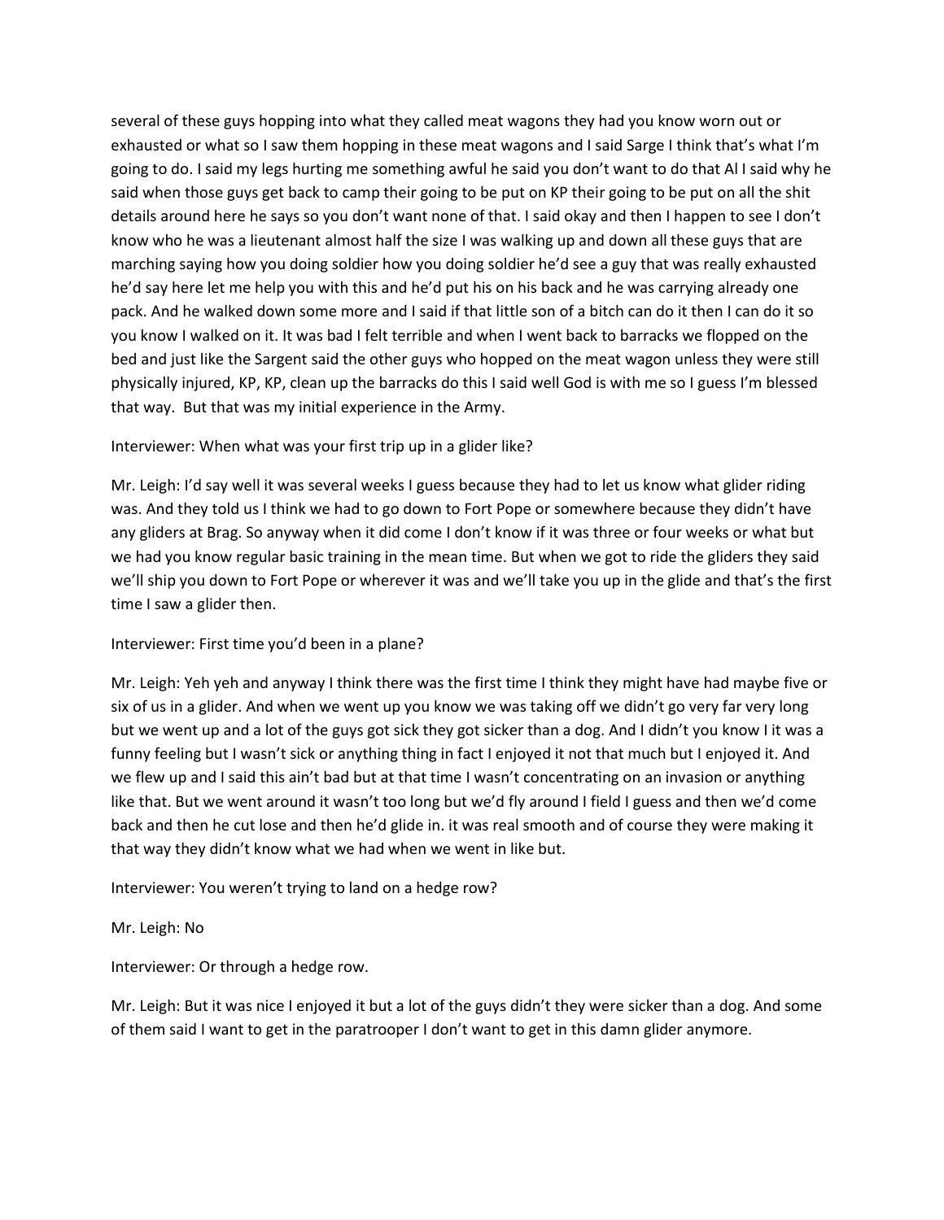several of these guys hopping into what they called meat wagons they had you know worn out or exhausted or what so I saw them hopping in these meat wagons and I said Sarge I think that's what I'm going to do. I said my legs hurting me something awful he said you don't want to do that Al I said why he said when those guys get back to camp their going to be put on KP their going to be put on all the shit details around here he says so you don't want none of that. I said okay and then I happen to see I don't know who he was a lieutenant almost half the size I was walking up and down all these guys that are marching saying how you doing soldier how you doing soldier he'd see a guy that was really exhausted he'd say here let me help you with this and he'd put his on his back and he was carrying already one pack. And he walked down some more and I said if that little son of a bitch can do it then I can do it so you know I walked on it. It was bad I felt terrible and when I went back to barracks we flopped on the bed and just like the Sargent said the other guys who hopped on the meat wagon unless they were still physically injured, KP, KP, clean up the barracks do this I said well God is with me so I guess I'm blessed that way. But that was my initial experience in the Army.

Interviewer: When what was your first trip up in a glider like?

Mr. Leigh: I'd say well it was several weeks I guess because they had to let us know what glider riding was. And they told us I think we had to go down to Fort Pope or somewhere because they didn't have any gliders at Brag. So anyway when it did come I don't know if it was three or four weeks or what but we had you know regular basic training in the mean time. But when we got to ride the gliders they said we'll ship you down to Fort Pope or wherever it was and we'll take you up in the glide and that's the first time I saw a glider then.

Interviewer: First time you'd been in a plane?

Mr. Leigh: Yeh yeh and anyway I think there was the first time I think they might have had maybe five or six of us in a glider. And when we went up you know we was taking off we didn't go very far very long but we went up and a lot of the guys got sick they got sicker than a dog. And I didn't you know I it was a funny feeling but I wasn't sick or anything thing in fact I enjoyed it not that much but I enjoyed it. And we flew up and I said this ain't bad but at that time I wasn't concentrating on an invasion or anything like that. But we went around it wasn't too long but we'd fly around I field I guess and then we'd come back and then he cut lose and then he'd glide in. it was real smooth and of course they were making it that way they didn't know what we had when we went in like but.

Interviewer: You weren't trying to land on a hedge row?

Mr. Leigh: No

Interviewer: Or through a hedge row.

Mr. Leigh: But it was nice I enjoyed it but a lot of the guys didn't they were sicker than a dog. And some of them said I want to get in the paratrooper I don't want to get in this damn glider anymore.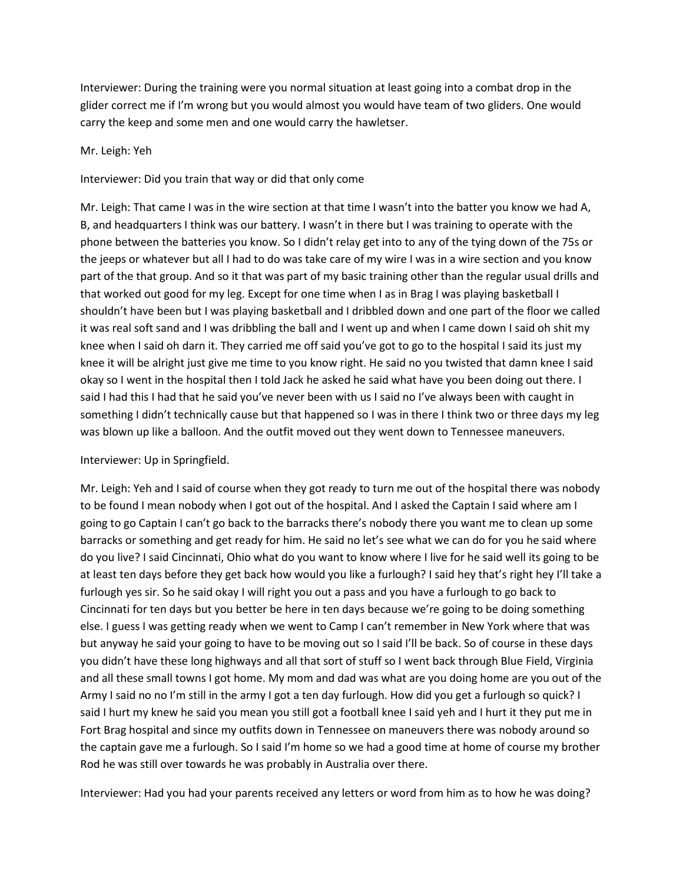Interviewer: During the training were you normal situation at least going into a combat drop in the glider correct me if I'm wrong but you would almost you would have team of two gliders. One would carry the keep and some men and one would carry the hawletser.

Mr. Leigh: Yeh

Interviewer: Did you train that way or did that only come

Mr. Leigh: That came I was in the wire section at that time I wasn't into the batter you know we had A, B, and headquarters I think was our battery. I wasn't in there but I was training to operate with the phone between the batteries you know. So I didn't relay get into to any of the tying down of the 75s or the jeeps or whatever but all I had to do was take care of my wire I was in a wire section and you know part of the that group. And so it that was part of my basic training other than the regular usual drills and that worked out good for my leg. Except for one time when I as in Brag I was playing basketball I shouldn't have been but I was playing basketball and I dribbled down and one part of the floor we called it was real soft sand and I was dribbling the ball and I went up and when I came down I said oh shit my knee when I said oh darn it. They carried me off said you've got to go to the hospital I said its just my knee it will be alright just give me time to you know right. He said no you twisted that damn knee I said okay so I went in the hospital then I told Jack he asked he said what have you been doing out there. I said I had this I had that he said you've never been with us I said no I've always been with caught in something I didn't technically cause but that happened so I was in there I think two or three days my leg was blown up like a balloon. And the outfit moved out they went down to Tennessee maneuvers.

Interviewer: Up in Springfield.

Mr. Leigh: Yeh and I said of course when they got ready to turn me out of the hospital there was nobody to be found I mean nobody when I got out of the hospital. And I asked the Captain I said where am I going to go Captain I can't go back to the barracks there's nobody there you want me to clean up some barracks or something and get ready for him. He said no let's see what we can do for you he said where do you live? I said Cincinnati, Ohio what do you want to know where I live for he said well its going to be at least ten days before they get back how would you like a furlough? I said hey that's right hey I'll take a furlough yes sir. So he said okay I will right you out a pass and you have a furlough to go back to Cincinnati for ten days but you better be here in ten days because we're going to be doing something else. I guess I was getting ready when we went to Camp I can't remember in New York where that was but anyway he said your going to have to be moving out so I said I'll be back. So of course in these days you didn't have these long highways and all that sort of stuff so I went back through Blue Field, Virginia and all these small towns I got home. My mom and dad was what are you doing home are you out of the Army I said no no I'm still in the army I got a ten day furlough. How did you get a furlough so quick? I said I hurt my knew he said you mean you still got a football knee I said yeh and I hurt it they put me in Fort Brag hospital and since my outfits down in Tennessee on maneuvers there was nobody around so the captain gave me a furlough. So I said I'm home so we had a good time at home of course my brother Rod he was still over towards he was probably in Australia over there.

Interviewer: Had you had your parents received any letters or word from him as to how he was doing?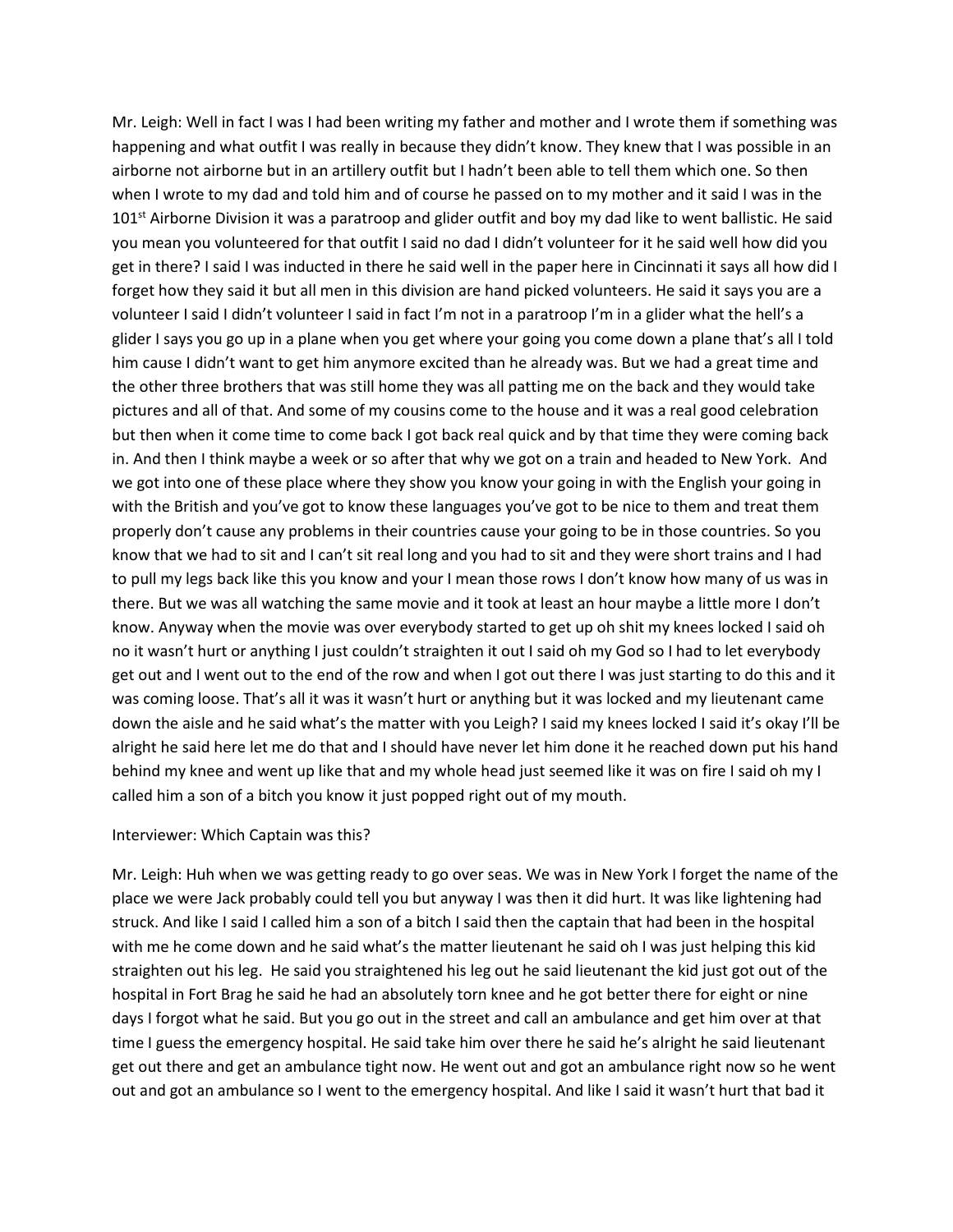Mr. Leigh: Well in fact I was I had been writing my father and mother and I wrote them if something was happening and what outfit I was really in because they didn't know. They knew that I was possible in an airborne not airborne but in an artillery outfit but I hadn't been able to tell them which one. So then when I wrote to my dad and told him and of course he passed on to my mother and it said I was in the 101st Airborne Division it was a paratroop and glider outfit and boy my dad like to went ballistic. He said you mean you volunteered for that outfit I said no dad I didn't volunteer for it he said well how did you get in there? I said I was inducted in there he said well in the paper here in Cincinnati it says all how did I forget how they said it but all men in this division are hand picked volunteers. He said it says you are a volunteer I said I didn't volunteer I said in fact I'm not in a paratroop I'm in a glider what the hell's a glider I says you go up in a plane when you get where your going you come down a plane that's all I told him cause I didn't want to get him anymore excited than he already was. But we had a great time and the other three brothers that was still home they was all patting me on the back and they would take pictures and all of that. And some of my cousins come to the house and it was a real good celebration but then when it come time to come back I got back real quick and by that time they were coming back in. And then I think maybe a week or so after that why we got on a train and headed to New York. And we got into one of these place where they show you know your going in with the English your going in with the British and you've got to know these languages you've got to be nice to them and treat them properly don't cause any problems in their countries cause your going to be in those countries. So you know that we had to sit and I can't sit real long and you had to sit and they were short trains and I had to pull my legs back like this you know and your I mean those rows I don't know how many of us was in there. But we was all watching the same movie and it took at least an hour maybe a little more I don't know. Anyway when the movie was over everybody started to get up oh shit my knees locked I said oh no it wasn't hurt or anything I just couldn't straighten it out I said oh my God so I had to let everybody get out and I went out to the end of the row and when I got out there I was just starting to do this and it was coming loose. That's all it was it wasn't hurt or anything but it was locked and my lieutenant came down the aisle and he said what's the matter with you Leigh? I said my knees locked I said it's okay I'll be alright he said here let me do that and I should have never let him done it he reached down put his hand behind my knee and went up like that and my whole head just seemed like it was on fire I said oh my I called him a son of a bitch you know it just popped right out of my mouth.

Interviewer: Which Captain was this?

Mr. Leigh: Huh when we was getting ready to go over seas. We was in New York I forget the name of the place we were Jack probably could tell you but anyway I was then it did hurt. It was like lightening had struck. And like I said I called him a son of a bitch I said then the captain that had been in the hospital with me he come down and he said what's the matter lieutenant he said oh I was just helping this kid straighten out his leg. He said you straightened his leg out he said lieutenant the kid just got out of the hospital in Fort Brag he said he had an absolutely torn knee and he got better there for eight or nine days I forgot what he said. But you go out in the street and call an ambulance and get him over at that time I guess the emergency hospital. He said take him over there he said he's alright he said lieutenant get out there and get an ambulance tight now. He went out and got an ambulance right now so he went out and got an ambulance so I went to the emergency hospital. And like I said it wasn't hurt that bad it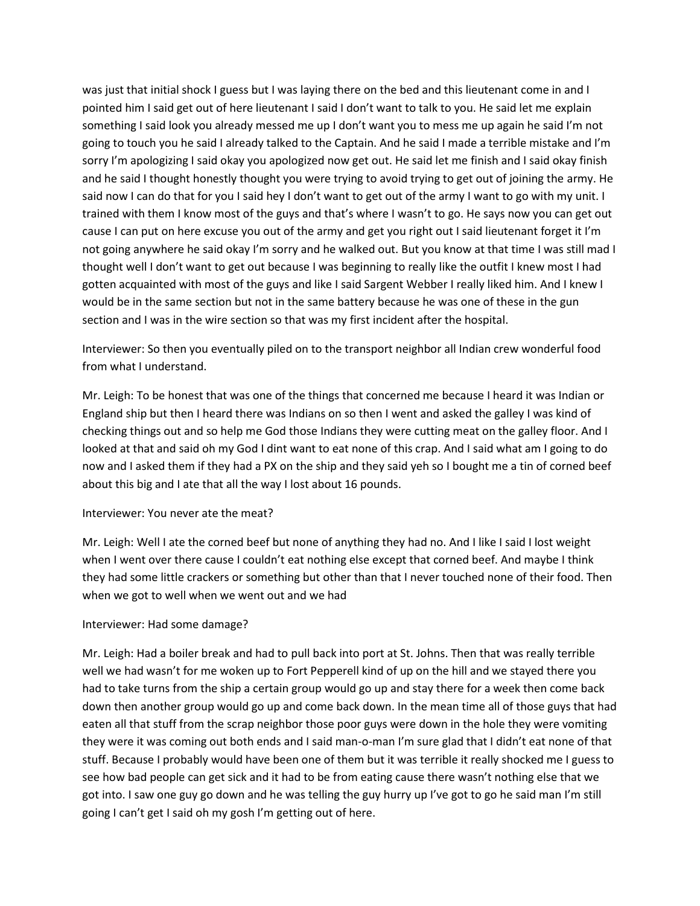was just that initial shock I guess but I was laying there on the bed and this lieutenant come in and I pointed him I said get out of here lieutenant I said I don't want to talk to you. He said let me explain something I said look you already messed me up I don't want you to mess me up again he said I'm not going to touch you he said I already talked to the Captain. And he said I made a terrible mistake and I'm sorry I'm apologizing I said okay you apologized now get out. He said let me finish and I said okay finish and he said I thought honestly thought you were trying to avoid trying to get out of joining the army. He said now I can do that for you I said hey I don't want to get out of the army I want to go with my unit. I trained with them I know most of the guys and that's where I wasn't to go. He says now you can get out cause I can put on here excuse you out of the army and get you right out I said lieutenant forget it I'm not going anywhere he said okay I'm sorry and he walked out. But you know at that time I was still mad I thought well I don't want to get out because I was beginning to really like the outfit I knew most I had gotten acquainted with most of the guys and like I said Sargent Webber I really liked him. And I knew I would be in the same section but not in the same battery because he was one of these in the gun section and I was in the wire section so that was my first incident after the hospital.

Interviewer: So then you eventually piled on to the transport neighbor all Indian crew wonderful food from what I understand.

Mr. Leigh: To be honest that was one of the things that concerned me because I heard it was Indian or England ship but then I heard there was Indians on so then I went and asked the galley I was kind of checking things out and so help me God those Indians they were cutting meat on the galley floor. And I looked at that and said oh my God I dint want to eat none of this crap. And I said what am I going to do now and I asked them if they had a PX on the ship and they said yeh so I bought me a tin of corned beef about this big and I ate that all the way I lost about 16 pounds.

Interviewer: You never ate the meat?

Mr. Leigh: Well I ate the corned beef but none of anything they had no. And I like I said I lost weight when I went over there cause I couldn't eat nothing else except that corned beef. And maybe I think they had some little crackers or something but other than that I never touched none of their food. Then when we got to well when we went out and we had

Interviewer: Had some damage?

Mr. Leigh: Had a boiler break and had to pull back into port at St. Johns. Then that was really terrible well we had wasn't for me woken up to Fort Pepperell kind of up on the hill and we stayed there you had to take turns from the ship a certain group would go up and stay there for a week then come back down then another group would go up and come back down. In the mean time all of those guys that had eaten all that stuff from the scrap neighbor those poor guys were down in the hole they were vomiting they were it was coming out both ends and I said man-o-man I'm sure glad that I didn't eat none of that stuff. Because I probably would have been one of them but it was terrible it really shocked me I guess to see how bad people can get sick and it had to be from eating cause there wasn't nothing else that we got into. I saw one guy go down and he was telling the guy hurry up I've got to go he said man I'm still going I can't get I said oh my gosh I'm getting out of here.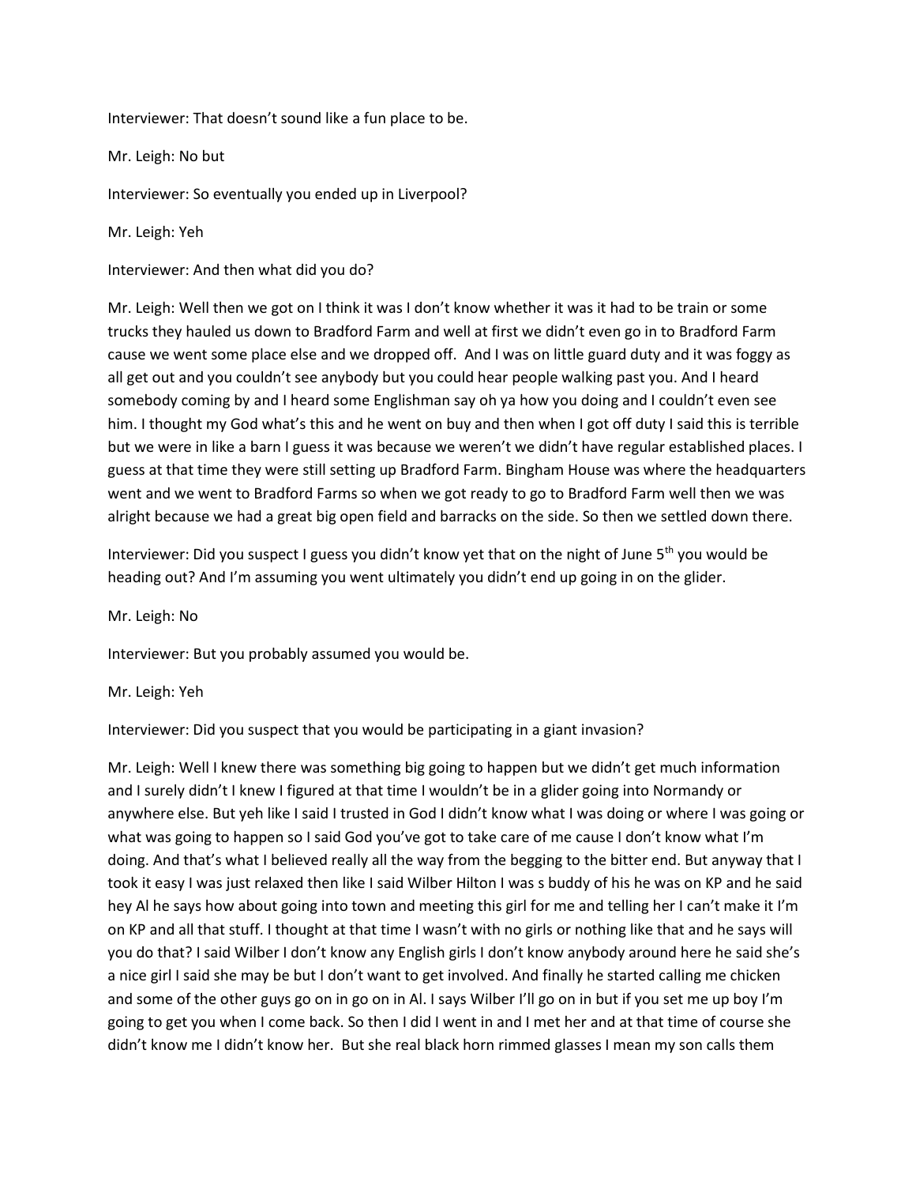Interviewer: That doesn't sound like a fun place to be.

Mr. Leigh: No but

Interviewer: So eventually you ended up in Liverpool?

Mr. Leigh: Yeh

Interviewer: And then what did you do?

Mr. Leigh: Well then we got on I think it was I don't know whether it was it had to be train or some trucks they hauled us down to Bradford Farm and well at first we didn't even go in to Bradford Farm cause we went some place else and we dropped off. And I was on little guard duty and it was foggy as all get out and you couldn't see anybody but you could hear people walking past you. And I heard somebody coming by and I heard some Englishman say oh ya how you doing and I couldn't even see him. I thought my God what's this and he went on buy and then when I got off duty I said this is terrible but we were in like a barn I guess it was because we weren't we didn't have regular established places. I guess at that time they were still setting up Bradford Farm. Bingham House was where the headquarters went and we went to Bradford Farms so when we got ready to go to Bradford Farm well then we was alright because we had a great big open field and barracks on the side. So then we settled down there.

Interviewer: Did you suspect I guess you didn't know yet that on the night of June 5th you would be heading out? And I'm assuming you went ultimately you didn't end up going in on the glider.

Mr. Leigh: No

Interviewer: But you probably assumed you would be.

Mr. Leigh: Yeh

Interviewer: Did you suspect that you would be participating in a giant invasion?

Mr. Leigh: Well I knew there was something big going to happen but we didn't get much information and I surely didn't I knew I figured at that time I wouldn't be in a glider going into Normandy or anywhere else. But yeh like I said I trusted in God I didn't know what I was doing or where I was going or what was going to happen so I said God you've got to take care of me cause I don't know what I'm doing. And that's what I believed really all the way from the begging to the bitter end. But anyway that I took it easy I was just relaxed then like I said Wilber Hilton I was s buddy of his he was on KP and he said hey Al he says how about going into town and meeting this girl for me and telling her I can't make it I'm on KP and all that stuff. I thought at that time I wasn't with no girls or nothing like that and he says will you do that? I said Wilber I don't know any English girls I don't know anybody around here he said she's a nice girl I said she may be but I don't want to get involved. And finally he started calling me chicken and some of the other guys go on in go on in Al. I says Wilber I'll go on in but if you set me up boy I'm going to get you when I come back. So then I did I went in and I met her and at that time of course she didn't know me I didn't know her. But she real black horn rimmed glasses I mean my son calls them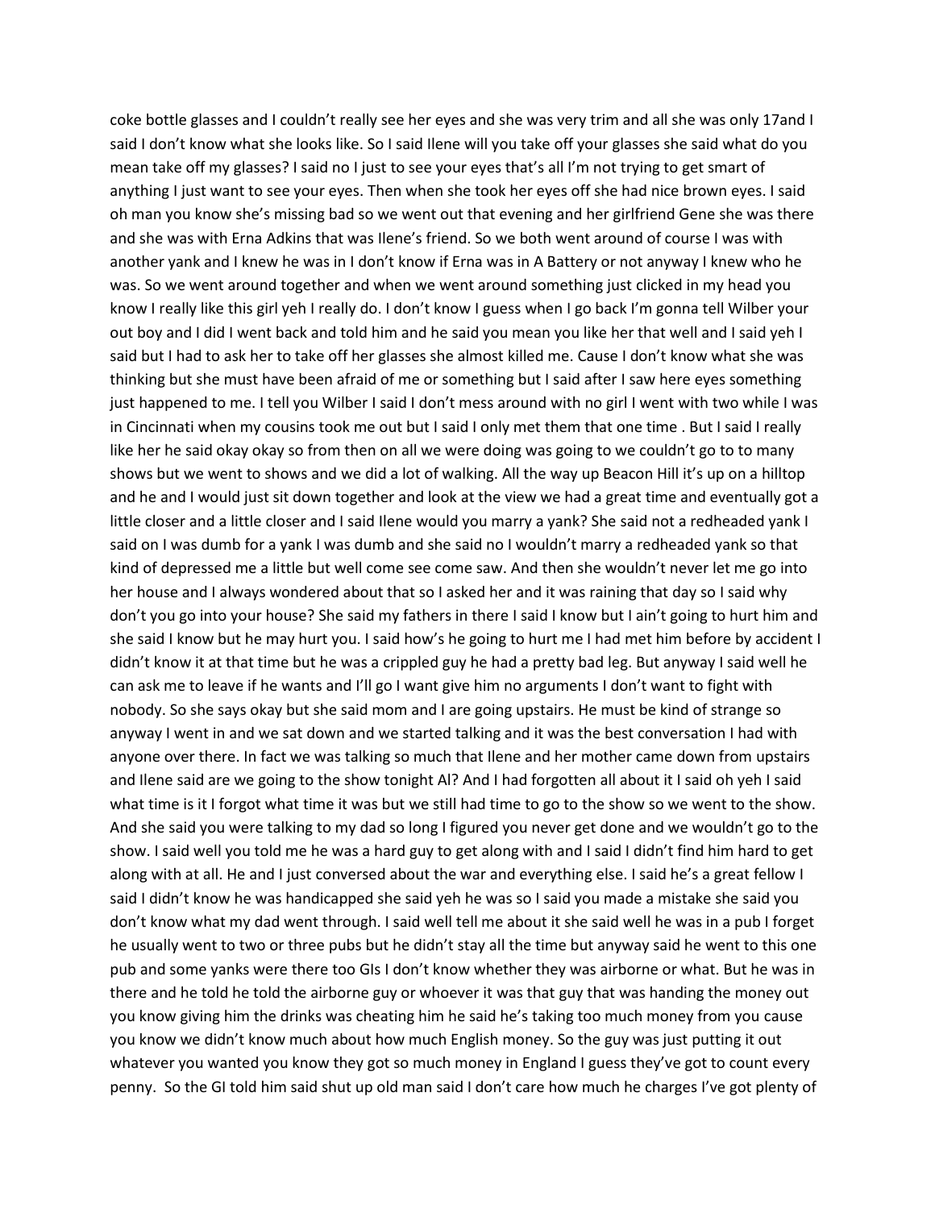coke bottle glasses and I couldn't really see her eyes and she was very trim and all she was only 17and I said I don't know what she looks like. So I said Ilene will you take off your glasses she said what do you mean take off my glasses? I said no I just to see your eyes that's all I'm not trying to get smart of anything I just want to see your eyes. Then when she took her eyes off she had nice brown eyes. I said oh man you know she's missing bad so we went out that evening and her girlfriend Gene she was there and she was with Erna Adkins that was Ilene's friend. So we both went around of course I was with another yank and I knew he was in I don't know if Erna was in A Battery or not anyway I knew who he was. So we went around together and when we went around something just clicked in my head you know I really like this girl yeh I really do. I don't know I guess when I go back I'm gonna tell Wilber your out boy and I did I went back and told him and he said you mean you like her that well and I said yeh I said but I had to ask her to take off her glasses she almost killed me. Cause I don't know what she was thinking but she must have been afraid of me or something but I said after I saw here eyes something just happened to me. I tell you Wilber I said I don't mess around with no girl I went with two while I was in Cincinnati when my cousins took me out but I said I only met them that one time . But I said I really like her he said okay okay so from then on all we were doing was going to we couldn't go to to many shows but we went to shows and we did a lot of walking. All the way up Beacon Hill it's up on a hilltop and he and I would just sit down together and look at the view we had a great time and eventually got a little closer and a little closer and I said Ilene would you marry a yank? She said not a redheaded yank I said on I was dumb for a yank I was dumb and she said no I wouldn't marry a redheaded yank so that kind of depressed me a little but well come see come saw. And then she wouldn't never let me go into her house and I always wondered about that so I asked her and it was raining that day so I said why don't you go into your house? She said my fathers in there I said I know but I ain't going to hurt him and she said I know but he may hurt you. I said how's he going to hurt me I had met him before by accident I didn't know it at that time but he was a crippled guy he had a pretty bad leg. But anyway I said well he can ask me to leave if he wants and I'll go I want give him no arguments I don't want to fight with nobody. So she says okay but she said mom and I are going upstairs. He must be kind of strange so anyway I went in and we sat down and we started talking and it was the best conversation I had with anyone over there. In fact we was talking so much that Ilene and her mother came down from upstairs and Ilene said are we going to the show tonight Al? And I had forgotten all about it I said oh yeh I said what time is it I forgot what time it was but we still had time to go to the show so we went to the show. And she said you were talking to my dad so long I figured you never get done and we wouldn't go to the show. I said well you told me he was a hard guy to get along with and I said I didn't find him hard to get along with at all. He and I just conversed about the war and everything else. I said he's a great fellow I said I didn't know he was handicapped she said yeh he was so I said you made a mistake she said you don't know what my dad went through. I said well tell me about it she said well he was in a pub I forget he usually went to two or three pubs but he didn't stay all the time but anyway said he went to this one pub and some yanks were there too GIs I don't know whether they was airborne or what. But he was in there and he told he told the airborne guy or whoever it was that guy that was handing the money out you know giving him the drinks was cheating him he said he's taking too much money from you cause you know we didn't know much about how much English money. So the guy was just putting it out whatever you wanted you know they got so much money in England I guess they've got to count every penny. So the GI told him said shut up old man said I don't care how much he charges I've got plenty of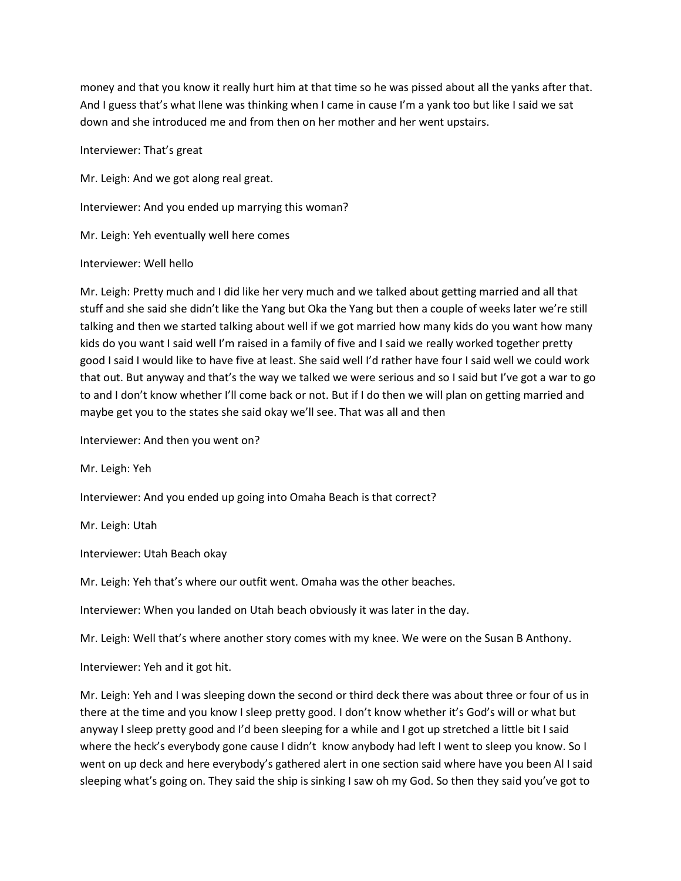money and that you know it really hurt him at that time so he was pissed about all the yanks after that. And I guess that's what Ilene was thinking when I came in cause I'm a yank too but like I said we sat down and she introduced me and from then on her mother and her went upstairs.

Interviewer: That's great

Mr. Leigh: And we got along real great.

Interviewer: And you ended up marrying this woman?

Mr. Leigh: Yeh eventually well here comes

Interviewer: Well hello

Mr. Leigh: Pretty much and I did like her very much and we talked about getting married and all that stuff and she said she didn't like the Yang but Oka the Yang but then a couple of weeks later we're still talking and then we started talking about well if we got married how many kids do you want how many kids do you want I said well I'm raised in a family of five and I said we really worked together pretty good I said I would like to have five at least. She said well I'd rather have four I said well we could work that out. But anyway and that's the way we talked we were serious and so I said but I've got a war to go to and I don't know whether I'll come back or not. But if I do then we will plan on getting married and maybe get you to the states she said okay we'll see. That was all and then

Interviewer: And then you went on?

Mr. Leigh: Yeh

Interviewer: And you ended up going into Omaha Beach is that correct?

Mr. Leigh: Utah

Interviewer: Utah Beach okay

Mr. Leigh: Yeh that's where our outfit went. Omaha was the other beaches.

Interviewer: When you landed on Utah beach obviously it was later in the day.

Mr. Leigh: Well that's where another story comes with my knee. We were on the Susan B Anthony.

Interviewer: Yeh and it got hit.

Mr. Leigh: Yeh and I was sleeping down the second or third deck there was about three or four of us in there at the time and you know I sleep pretty good. I don't know whether it's God's will or what but anyway I sleep pretty good and I'd been sleeping for a while and I got up stretched a little bit I said where the heck's everybody gone cause I didn't know anybody had left I went to sleep you know. So I went on up deck and here everybody's gathered alert in one section said where have you been Al I said sleeping what's going on. They said the ship is sinking I saw oh my God. So then they said you've got to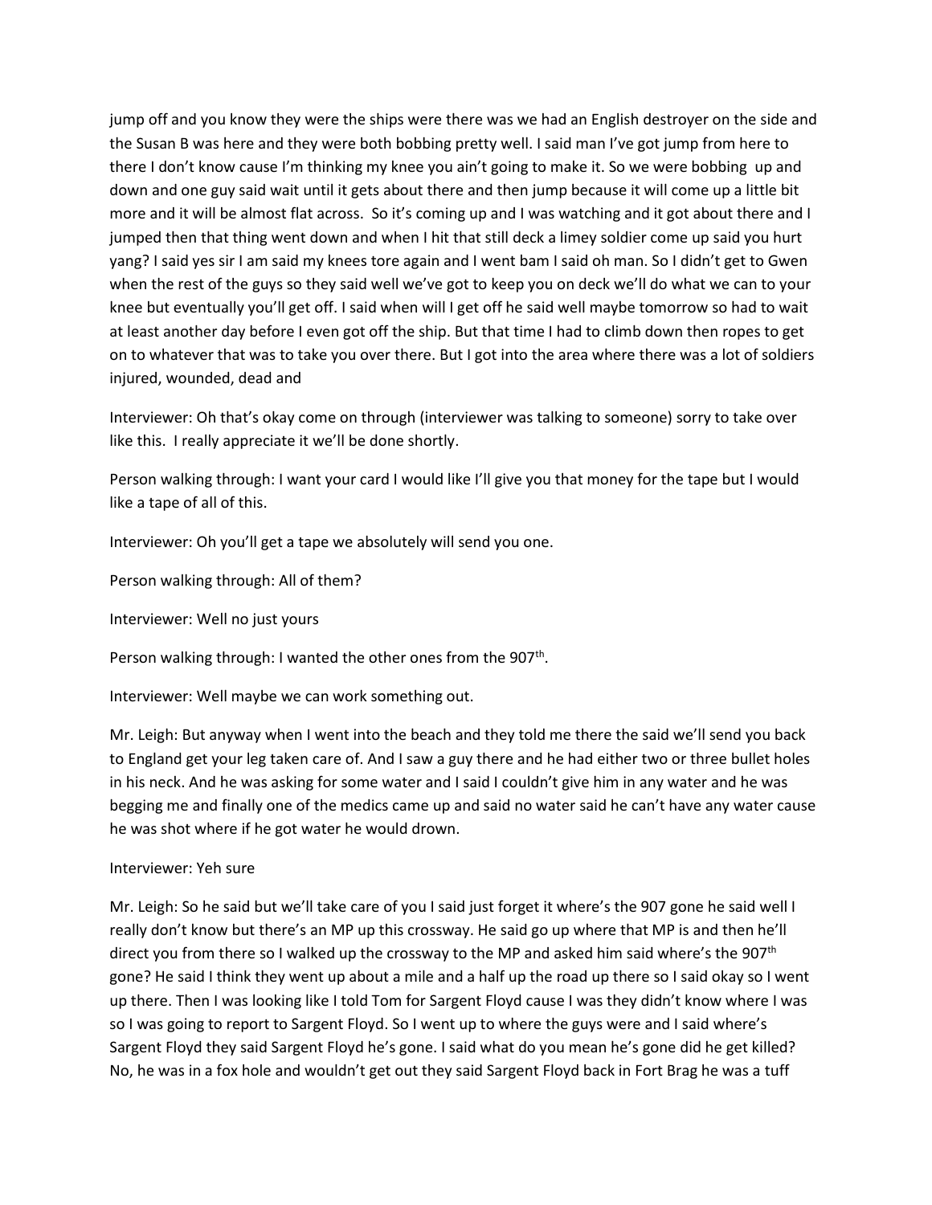jump off and you know they were the ships were there was we had an English destroyer on the side and the Susan B was here and they were both bobbing pretty well. I said man I've got jump from here to there I don't know cause I'm thinking my knee you ain't going to make it. So we were bobbing up and down and one guy said wait until it gets about there and then jump because it will come up a little bit more and it will be almost flat across. So it's coming up and I was watching and it got about there and I jumped then that thing went down and when I hit that still deck a limey soldier come up said you hurt yang? I said yes sir I am said my knees tore again and I went bam I said oh man. So I didn't get to Gwen when the rest of the guys so they said well we've got to keep you on deck we'll do what we can to your knee but eventually you'll get off. I said when will I get off he said well maybe tomorrow so had to wait at least another day before I even got off the ship. But that time I had to climb down then ropes to get on to whatever that was to take you over there. But I got into the area where there was a lot of soldiers injured, wounded, dead and

Interviewer: Oh that's okay come on through (interviewer was talking to someone) sorry to take over like this. I really appreciate it we'll be done shortly.

Person walking through: I want your card I would like I'll give you that money for the tape but I would like a tape of all of this.

Interviewer: Oh you'll get a tape we absolutely will send you one.

Person walking through: All of them?

Interviewer: Well no just yours

Person walking through: I wanted the other ones from the 907th.

Interviewer: Well maybe we can work something out.

Mr. Leigh: But anyway when I went into the beach and they told me there the said we'll send you back to England get your leg taken care of. And I saw a guy there and he had either two or three bullet holes in his neck. And he was asking for some water and I said I couldn't give him in any water and he was begging me and finally one of the medics came up and said no water said he can't have any water cause he was shot where if he got water he would drown.

Interviewer: Yeh sure

Mr. Leigh: So he said but we'll take care of you I said just forget it where's the 907 gone he said well I really don't know but there's an MP up this crossway. He said go up where that MP is and then he'll direct you from there so I walked up the crossway to the MP and asked him said where's the 907th gone? He said I think they went up about a mile and a half up the road up there so I said okay so I went up there. Then I was looking like I told Tom for Sargent Floyd cause I was they didn't know where I was so I was going to report to Sargent Floyd. So I went up to where the guys were and I said where's Sargent Floyd they said Sargent Floyd he's gone. I said what do you mean he's gone did he get killed? No, he was in a fox hole and wouldn't get out they said Sargent Floyd back in Fort Brag he was a tuff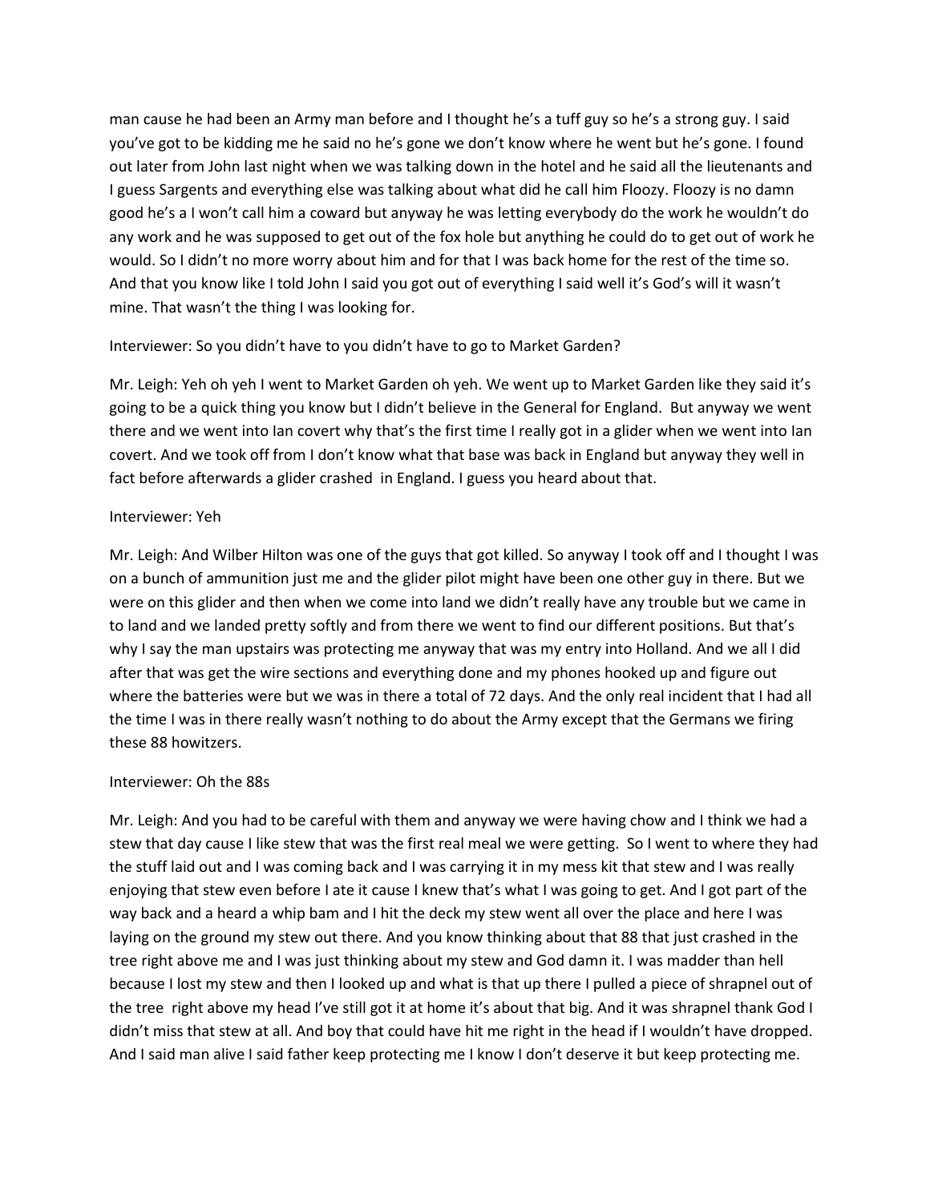man cause he had been an Army man before and I thought he's a tuff guy so he's a strong guy. I said you've got to be kidding me he said no he's gone we don't know where he went but he's gone. I found out later from John last night when we was talking down in the hotel and he said all the lieutenants and I guess Sargents and everything else was talking about what did he call him Floozy. Floozy is no damn good he's a I won't call him a coward but anyway he was letting everybody do the work he wouldn't do any work and he was supposed to get out of the fox hole but anything he could do to get out of work he would. So I didn't no more worry about him and for that I was back home for the rest of the time so. And that you know like I told John I said you got out of everything I said well it's God's will it wasn't mine. That wasn't the thing I was looking for.

Interviewer: So you didn't have to you didn't have to go to Market Garden?

Mr. Leigh: Yeh oh yeh I went to Market Garden oh yeh. We went up to Market Garden like they said it's going to be a quick thing you know but I didn't believe in the General for England. But anyway we went there and we went into Ian covert why that's the first time I really got in a glider when we went into Ian covert. And we took off from I don't know what that base was back in England but anyway they well in fact before afterwards a glider crashed in England. I guess you heard about that.

Interviewer: Yeh

Mr. Leigh: And Wilber Hilton was one of the guys that got killed. So anyway I took off and I thought I was on a bunch of ammunition just me and the glider pilot might have been one other guy in there. But we were on this glider and then when we come into land we didn't really have any trouble but we came in to land and we landed pretty softly and from there we went to find our different positions. But that's why I say the man upstairs was protecting me anyway that was my entry into Holland. And we all I did after that was get the wire sections and everything done and my phones hooked up and figure out where the batteries were but we was in there a total of 72 days. And the only real incident that I had all the time I was in there really wasn't nothing to do about the Army except that the Germans we firing these 88 howitzers.

Interviewer: Oh the 88s

Mr. Leigh: And you had to be careful with them and anyway we were having chow and I think we had a stew that day cause I like stew that was the first real meal we were getting. So I went to where they had the stuff laid out and I was coming back and I was carrying it in my mess kit that stew and I was really enjoying that stew even before I ate it cause I knew that's what I was going to get. And I got part of the way back and a heard a whip bam and I hit the deck my stew went all over the place and here I was laying on the ground my stew out there. And you know thinking about that 88 that just crashed in the tree right above me and I was just thinking about my stew and God damn it. I was madder than hell because I lost my stew and then I looked up and what is that up there I pulled a piece of shrapnel out of the tree right above my head I've still got it at home it's about that big. And it was shrapnel thank God I didn't miss that stew at all. And boy that could have hit me right in the head if I wouldn't have dropped. And I said man alive I said father keep protecting me I know I don't deserve it but keep protecting me.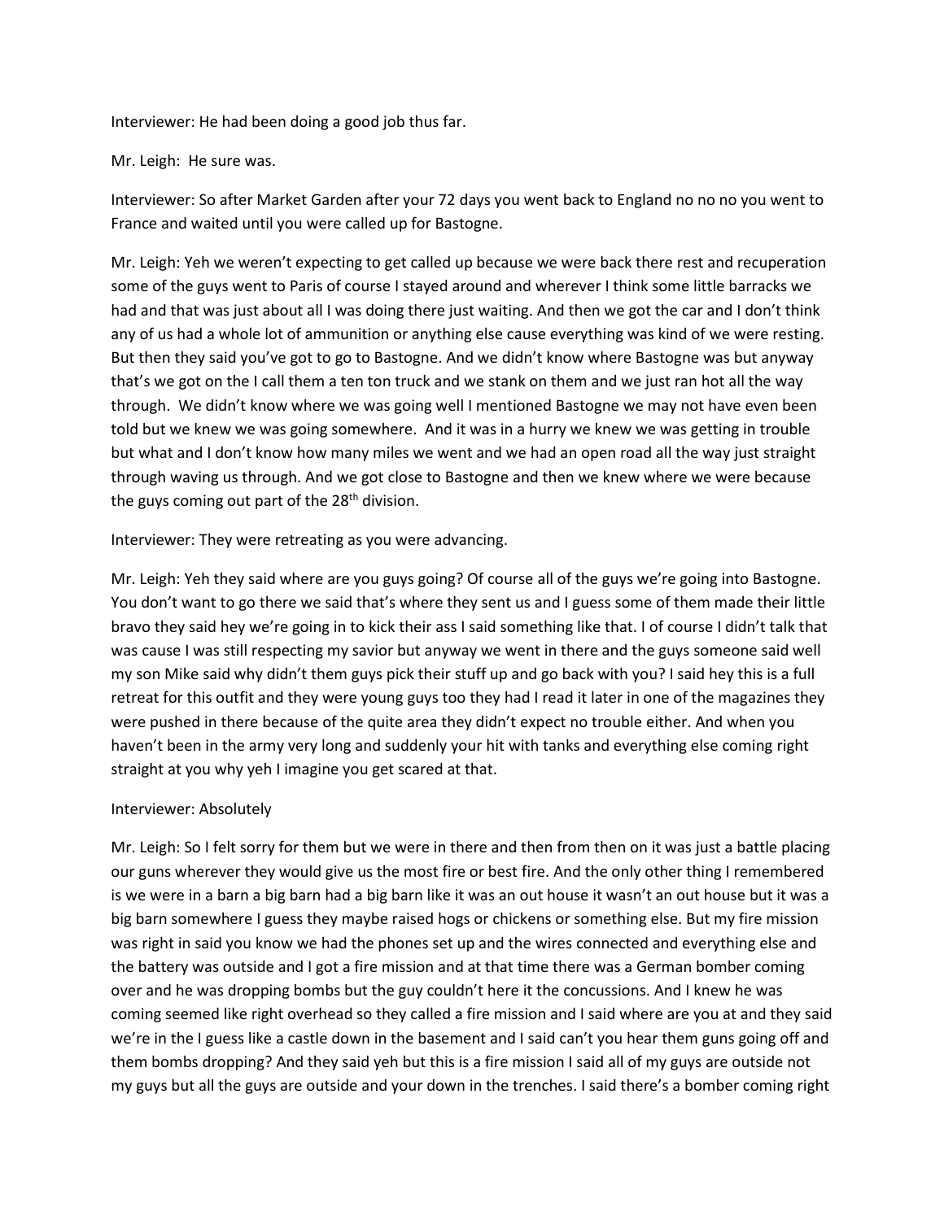Interviewer: He had been doing a good job thus far.

Mr. Leigh: He sure was.

Interviewer: So after Market Garden after your 72 days you went back to England no no no you went to France and waited until you were called up for Bastogne.

Mr. Leigh: Yeh we weren't expecting to get called up because we were back there rest and recuperation some of the guys went to Paris of course I stayed around and wherever I think some little barracks we had and that was just about all I was doing there just waiting. And then we got the car and I don't think any of us had a whole lot of ammunition or anything else cause everything was kind of we were resting. But then they said you've got to go to Bastogne. And we didn't know where Bastogne was but anyway that's we got on the I call them a ten ton truck and we stank on them and we just ran hot all the way through. We didn't know where we was going well I mentioned Bastogne we may not have even been told but we knew we was going somewhere. And it was in a hurry we knew we was getting in trouble but what and I don't know how many miles we went and we had an open road all the way just straight through waving us through. And we got close to Bastogne and then we knew where we were because the guys coming out part of the 28th division.

Interviewer: They were retreating as you were advancing.

Mr. Leigh: Yeh they said where are you guys going? Of course all of the guys we're going into Bastogne. You don't want to go there we said that's where they sent us and I guess some of them made their little bravo they said hey we're going in to kick their ass I said something like that. I of course I didn't talk that was cause I was still respecting my savior but anyway we went in there and the guys someone said well my son Mike said why didn't them guys pick their stuff up and go back with you? I said hey this is a full retreat for this outfit and they were young guys too they had I read it later in one of the magazines they were pushed in there because of the quite area they didn't expect no trouble either. And when you haven't been in the army very long and suddenly your hit with tanks and everything else coming right straight at you why yeh I imagine you get scared at that.

Interviewer: Absolutely

Mr. Leigh: So I felt sorry for them but we were in there and then from then on it was just a battle placing our guns wherever they would give us the most fire or best fire. And the only other thing I remembered is we were in a barn a big barn had a big barn like it was an out house it wasn't an out house but it was a big barn somewhere I guess they maybe raised hogs or chickens or something else. But my fire mission was right in said you know we had the phones set up and the wires connected and everything else and the battery was outside and I got a fire mission and at that time there was a German bomber coming over and he was dropping bombs but the guy couldn't here it the concussions. And I knew he was coming seemed like right overhead so they called a fire mission and I said where are you at and they said we're in the I guess like a castle down in the basement and I said can't you hear them guns going off and them bombs dropping? And they said yeh but this is a fire mission I said all of my guys are outside not my guys but all the guys are outside and your down in the trenches. I said there's a bomber coming right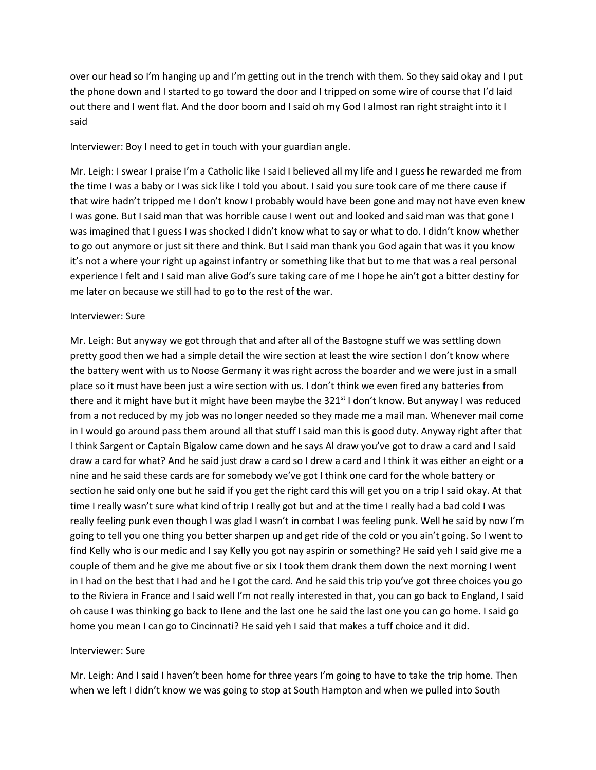over our head so I'm hanging up and I'm getting out in the trench with them. So they said okay and I put the phone down and I started to go toward the door and I tripped on some wire of course that I'd laid out there and I went flat. And the door boom and I said oh my God I almost ran right straight into it I said

Interviewer: Boy I need to get in touch with your guardian angle.

Mr. Leigh: I swear I praise I'm a Catholic like I said I believed all my life and I guess he rewarded me from the time I was a baby or I was sick like I told you about. I said you sure took care of me there cause if that wire hadn't tripped me I don't know I probably would have been gone and may not have even knew I was gone. But I said man that was horrible cause I went out and looked and said man was that gone I was imagined that I guess I was shocked I didn't know what to say or what to do. I didn't know whether to go out anymore or just sit there and think. But I said man thank you God again that was it you know it's not a where your right up against infantry or something like that but to me that was a real personal experience I felt and I said man alive God's sure taking care of me I hope he ain't got a bitter destiny for me later on because we still had to go to the rest of the war.

Interviewer: Sure

Mr. Leigh: But anyway we got through that and after all of the Bastogne stuff we was settling down pretty good then we had a simple detail the wire section at least the wire section I don't know where the battery went with us to Noose Germany it was right across the boarder and we were just in a small place so it must have been just a wire section with us. I don't think we even fired any batteries from there and it might have but it might have been maybe the 321st I don't know. But anyway I was reduced from a not reduced by my job was no longer needed so they made me a mail man. Whenever mail come in I would go around pass them around all that stuff I said man this is good duty. Anyway right after that I think Sargent or Captain Bigalow came down and he says Al draw you've got to draw a card and I said draw a card for what? And he said just draw a card so I drew a card and I think it was either an eight or a nine and he said these cards are for somebody we've got I think one card for the whole battery or section he said only one but he said if you get the right card this will get you on a trip I said okay. At that time I really wasn't sure what kind of trip I really got but and at the time I really had a bad cold I was really feeling punk even though I was glad I wasn't in combat I was feeling punk. Well he said by now I'm going to tell you one thing you better sharpen up and get ride of the cold or you ain't going. So I went to find Kelly who is our medic and I say Kelly you got nay aspirin or something? He said yeh I said give me a couple of them and he give me about five or six I took them drank them down the next morning I went in I had on the best that I had and he I got the card. And he said this trip you've got three choices you go to the Riviera in France and I said well I'm not really interested in that, you can go back to England, I said oh cause I was thinking go back to Ilene and the last one he said the last one you can go home. I said go home you mean I can go to Cincinnati? He said yeh I said that makes a tuff choice and it did.

Interviewer: Sure

Mr. Leigh: And I said I haven't been home for three years I'm going to have to take the trip home. Then when we left I didn't know we was going to stop at South Hampton and when we pulled into South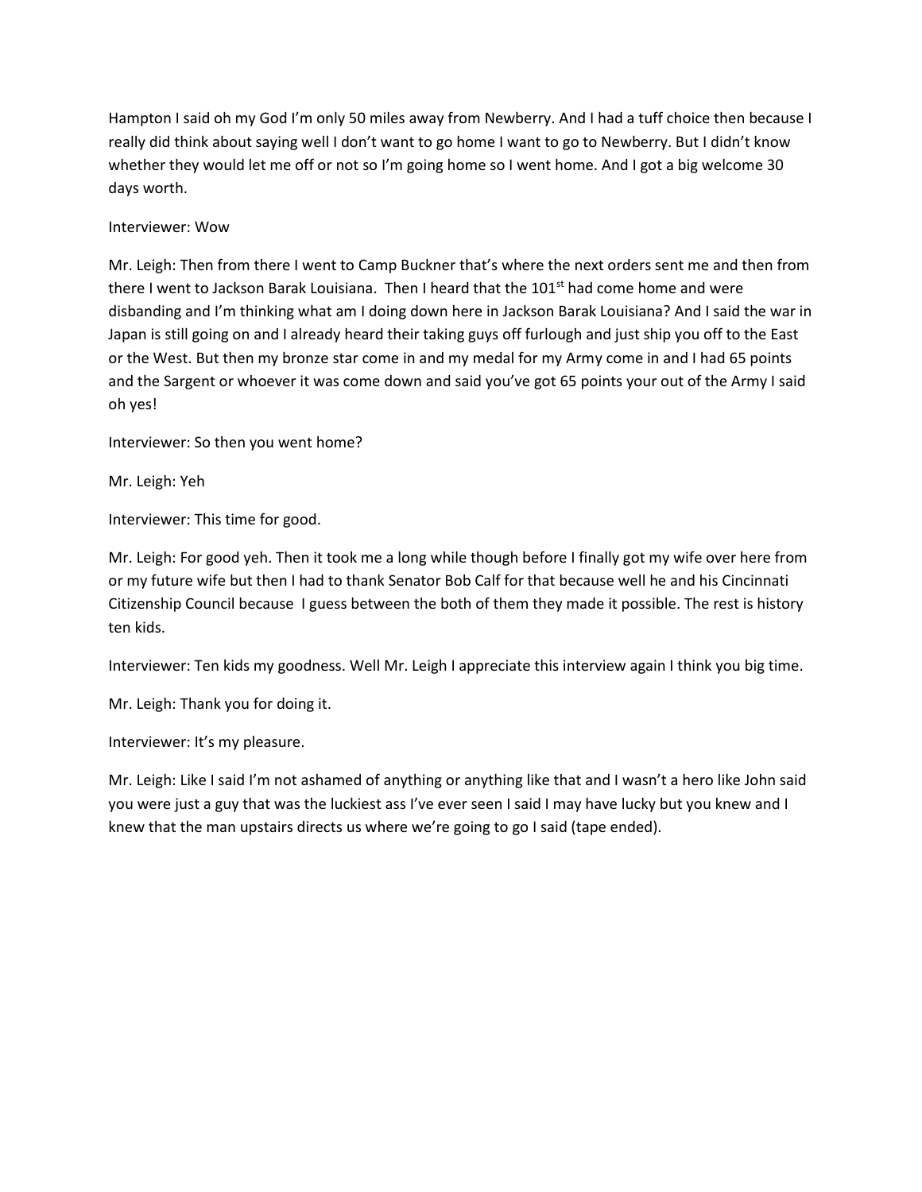Hampton I said oh my God I'm only 50 miles away from Newberry. And I had a tuff choice then because I really did think about saying well I don't want to go home I want to go to Newberry. But I didn't know whether they would let me off or not so I'm going home so I went home. And I got a big welcome 30 days worth.

Interviewer: Wow

Mr. Leigh: Then from there I went to Camp Buckner that's where the next orders sent me and then from there I went to Jackson Barak Louisiana. Then I heard that the 101st had come home and were disbanding and I'm thinking what am I doing down here in Jackson Barak Louisiana? And I said the war in Japan is still going on and I already heard their taking guys off furlough and just ship you off to the East or the West. But then my bronze star come in and my medal for my Army come in and I had 65 points and the Sargent or whoever it was come down and said you've got 65 points your out of the Army I said oh yes!

Interviewer: So then you went home?

Mr. Leigh: Yeh

Interviewer: This time for good.

Mr. Leigh: For good yeh. Then it took me a long while though before I finally got my wife over here from or my future wife but then I had to thank Senator Bob Calf for that because well he and his Cincinnati Citizenship Council because I guess between the both of them they made it possible. The rest is history ten kids.

Interviewer: Ten kids my goodness. Well Mr. Leigh I appreciate this interview again I think you big time.

Mr. Leigh: Thank you for doing it.

Interviewer: It's my pleasure.

Mr. Leigh: Like I said I'm not ashamed of anything or anything like that and I wasn't a hero like John said you were just a guy that was the luckiest ass I've ever seen I said I may have lucky but you knew and I knew that the man upstairs directs us where we're going to go I said (tape ended).